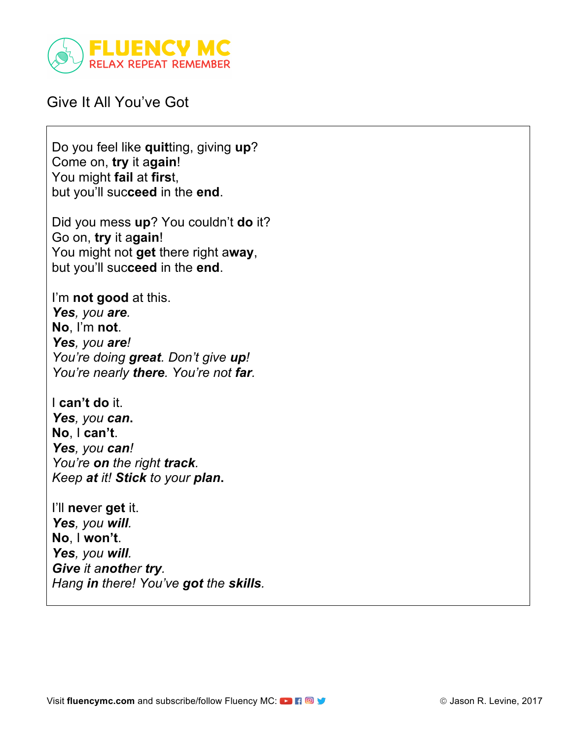FLUENCY MC
RELAX REPEAT REMEMBER

# Give It All You've Got

Do you feel like **quit**ting, giving **up**?
Come on, **try** it a**gain**!
You might **fail** at **firs**t,
but you'll suc**ceed** in the **end**.

Did you mess **up**? You couldn't **do** it?
Go on, **try** it a**gain**!
You might not **get** there right a**way**,
but you'll suc**ceed** in the **end**.

I'm **not good** at this.
***Yes**, you **are**.*
**No**, I'm **not**.
***Yes**, you **are**!*
*You're doing **great**. Don't give **up**!*
*You're nearly **there**. You're not **far**.*

I **can't do** it.
***Yes**, you **can**.*
**No**, I **can't**.
***Yes**, you **can**!*
*You're **on** the right **track**.*
*Keep **at** it! **Stick** to your **plan**.*

I'll **nev**er **get** it.
***Yes**, you **will**.*
**No**, I **won't**.
***Yes**, you **will**.*
***Give** it a**noth**er **try**.*
*Hang **in** there! You've **got** the **skills**.*

Visit **fluencymc.com** and subscribe/follow Fluency MC:

© Jason R. Levine, 2017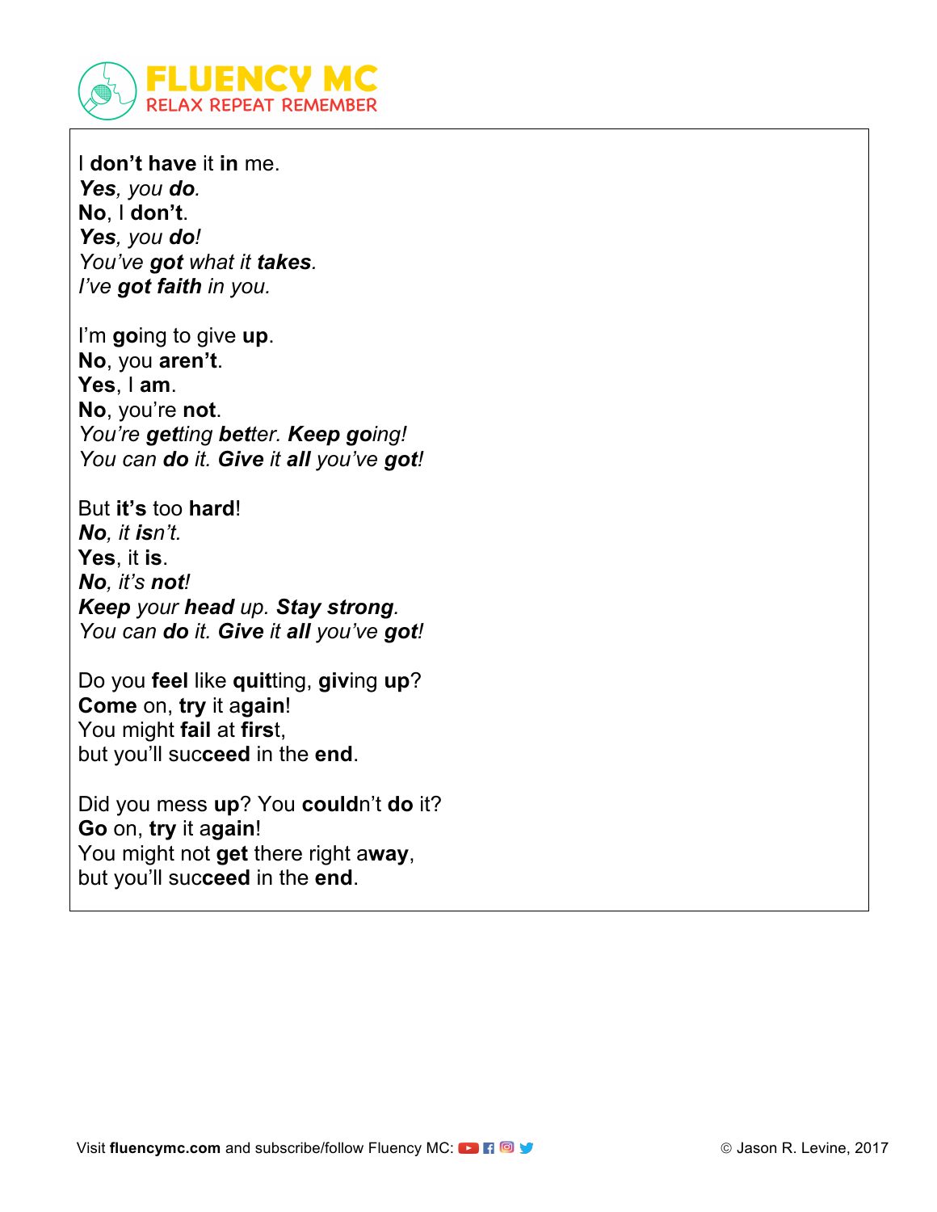I **don't have** it **in** me.  
_**Yes**, you **do**._  
**No**, I **don't**.  
_**Yes**, you **do**!_  
_You've **got** what it **takes**._  
_I've **got faith** in you._

I'm **go**ing to give **up**.  
**No**, you **aren't**.  
**Yes**, I **am**.  
**No**, you're **not**.  
_You're **get**ting **bet**ter. **Keep go**ing!_  
_You can **do** it. **Give** it **all** you've **got**!_

But **it's** too **hard**!  
_**No**, it **is**n't._  
**Yes**, it **is**.  
_**No**, it's **not**!_  
_**Keep** your **head** up. **Stay strong**._  
_You can **do** it. **Give** it **all** you've **got**!_

Do you **feel** like **quit**ting, **giv**ing **up**?  
**Come** on, **try** it a**gain**!  
You might **fail** at **firs**t,  
but you'll suc**ceed** in the **end**.

Did you mess **up**? You **could**n't **do** it?  
**Go** on, **try** it a**gain**!  
You might not **get** there right a**way**,  
but you'll suc**ceed** in the **end**.